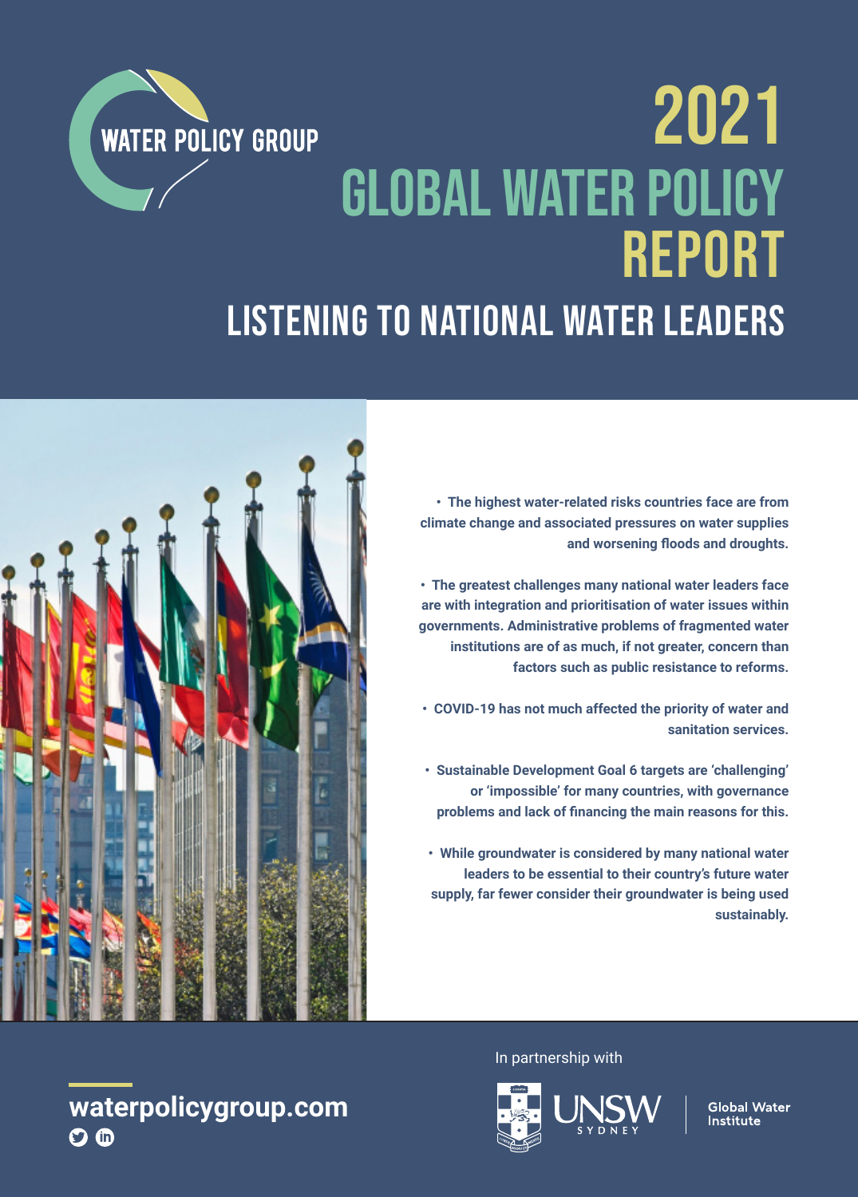WATER POLICY GROUP

# 2021 GLOBAL WATER POLICY REPORT

## LISTENING TO NATIONAL WATER LEADERS

- **The highest water-related risks countries face are from climate change and associated pressures on water supplies and worsening floods and droughts.**
- **The greatest challenges many national water leaders face are with integration and prioritisation of water issues within governments. Administrative problems of fragmented water institutions are of as much, if not greater, concern than factors such as public resistance to reforms.**
- **COVID-19 has not much affected the priority of water and sanitation services.**
- **Sustainable Development Goal 6 targets are 'challenging' or 'impossible' for many countries, with governance problems and lack of financing the main reasons for this.**
- **While groundwater is considered by many national water leaders to be essential to their country's future water supply, far fewer consider their groundwater is being used sustainably.**

**waterpolicygroup.com**

In partnership with

UNSW SYDNEY | Global Water Institute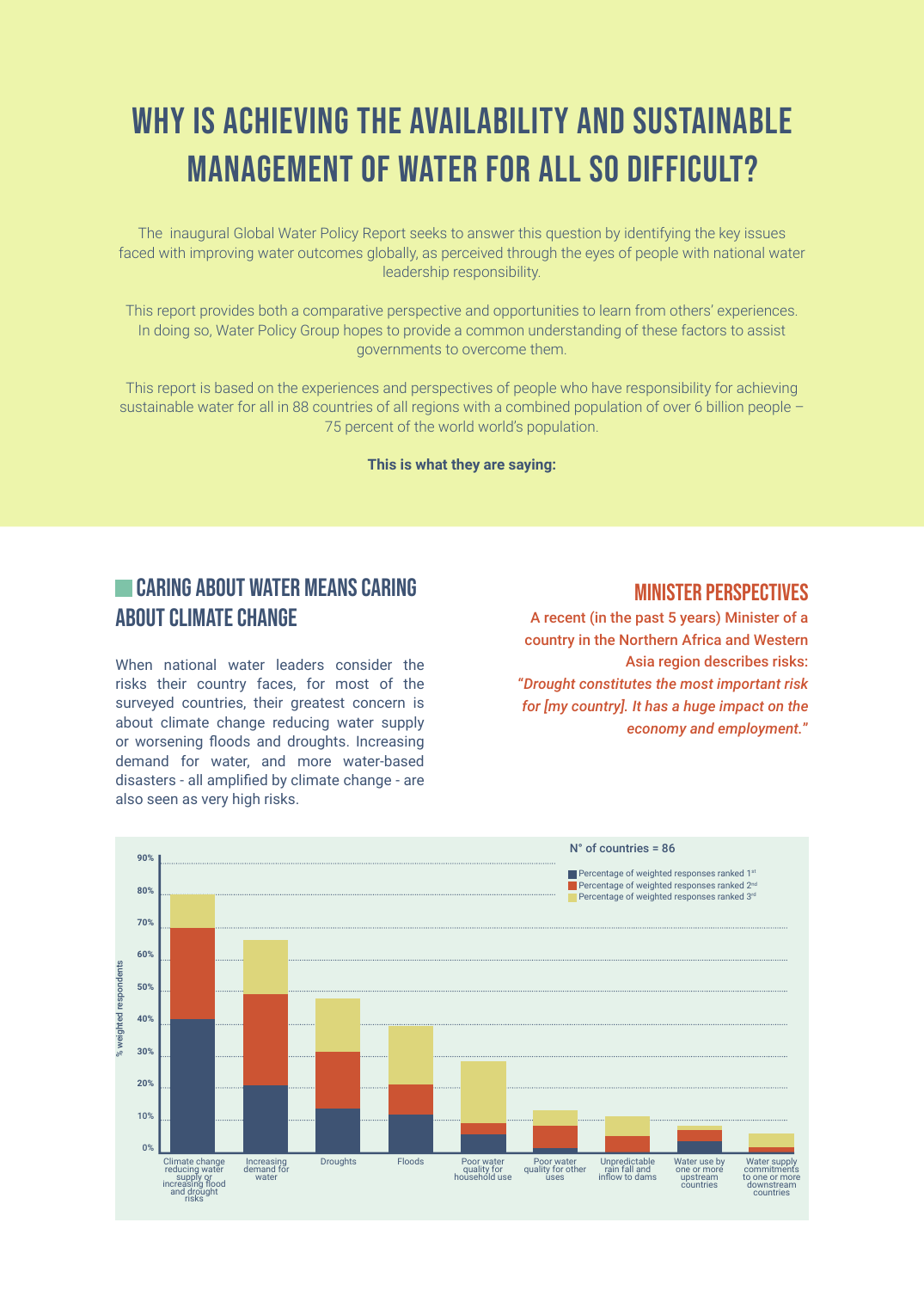# WHY IS ACHIEVING THE AVAILABILITY AND SUSTAINABLE MANAGEMENT OF WATER FOR ALL SO DIFFICULT?

The inaugural Global Water Policy Report seeks to answer this question by identifying the key issues faced with improving water outcomes globally, as perceived through the eyes of people with national water leadership responsibility.

This report provides both a comparative perspective and opportunities to learn from others' experiences. In doing so, Water Policy Group hopes to provide a common understanding of these factors to assist governments to overcome them.

This report is based on the experiences and perspectives of people who have responsibility for achieving sustainable water for all in 88 countries of all regions with a combined population of over 6 billion people – 75 percent of the world world's population.

**This is what they are saying:**

## CARING ABOUT WATER MEANS CARING ABOUT CLIMATE CHANGE

When national water leaders consider the risks their country faces, for most of the surveyed countries, their greatest concern is about climate change reducing water supply or worsening floods and droughts. Increasing demand for water, and more water-based disasters - all amplified by climate change - are also seen as very high risks.

## MINISTER PERSPECTIVES

A recent (in the past 5 years) Minister of a country in the Northern Africa and Western Asia region describes risks:

*"Drought constitutes the most important risk for [my country]. It has a huge impact on the economy and employment."*

N° of countries = 86

- Percentage of weighted responses ranked 1st
- Percentage of weighted responses ranked 2nd
- Percentage of weighted responses ranked 3rd

Y-axis: % weighted respondents (0%–90%)

Categories: Climate change reducing water supply or increasing flood and drought risks; Increasing demand for water; Droughts; Floods; Poor water quality for household use; Poor water quality for other uses; Unpredictable rain fall and inflow to dams; Water use by one or more upstream countries; Water supply commitments to one or more downstream countries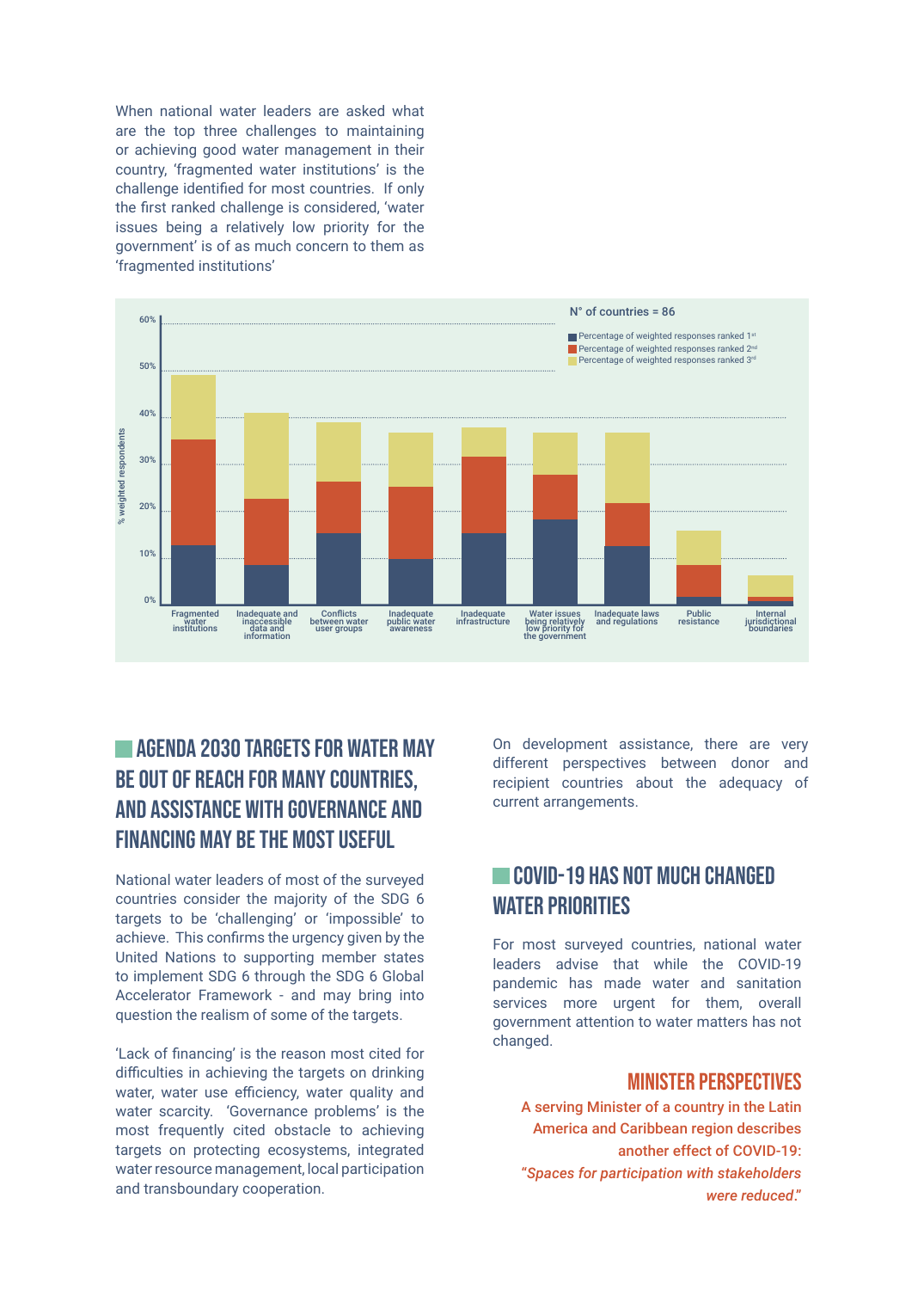When national water leaders are asked what are the top three challenges to maintaining or achieving good water management in their country, 'fragmented water institutions' is the challenge identified for most countries. If only the first ranked challenge is considered, 'water issues being a relatively low priority for the government' is of as much concern to them as 'fragmented institutions'

N° of countries = 86

- Percentage of weighted responses ranked 1st
- Percentage of weighted responses ranked 2nd
- Percentage of weighted responses ranked 3rd

% weighted respondents (0%–60%)

Fragmented water institutions | Inadequate and inaccessible data and information | Conflicts between water user groups | Inadequate public water awareness | Inadequate infrastructure | Water issues being relatively low priority for the government | Inadequate laws and regulations | Public resistance | Internal jurisdictional boundaries

## AGENDA 2030 TARGETS FOR WATER MAY BE OUT OF REACH FOR MANY COUNTRIES, AND ASSISTANCE WITH GOVERNANCE AND FINANCING MAY BE THE MOST USEFUL

National water leaders of most of the surveyed countries consider the majority of the SDG 6 targets to be 'challenging' or 'impossible' to achieve. This confirms the urgency given by the United Nations to supporting member states to implement SDG 6 through the SDG 6 Global Accelerator Framework - and may bring into question the realism of some of the targets.

'Lack of financing' is the reason most cited for difficulties in achieving the targets on drinking water, water use efficiency, water quality and water scarcity. 'Governance problems' is the most frequently cited obstacle to achieving targets on protecting ecosystems, integrated water resource management, local participation and transboundary cooperation.

On development assistance, there are very different perspectives between donor and recipient countries about the adequacy of current arrangements.

## COVID-19 HAS NOT MUCH CHANGED WATER PRIORITIES

For most surveyed countries, national water leaders advise that while the COVID-19 pandemic has made water and sanitation services more urgent for them, overall government attention to water matters has not changed.

### MINISTER PERSPECTIVES

A serving Minister of a country in the Latin America and Caribbean region describes another effect of COVID-19:

*"Spaces for participation with stakeholders were reduced."*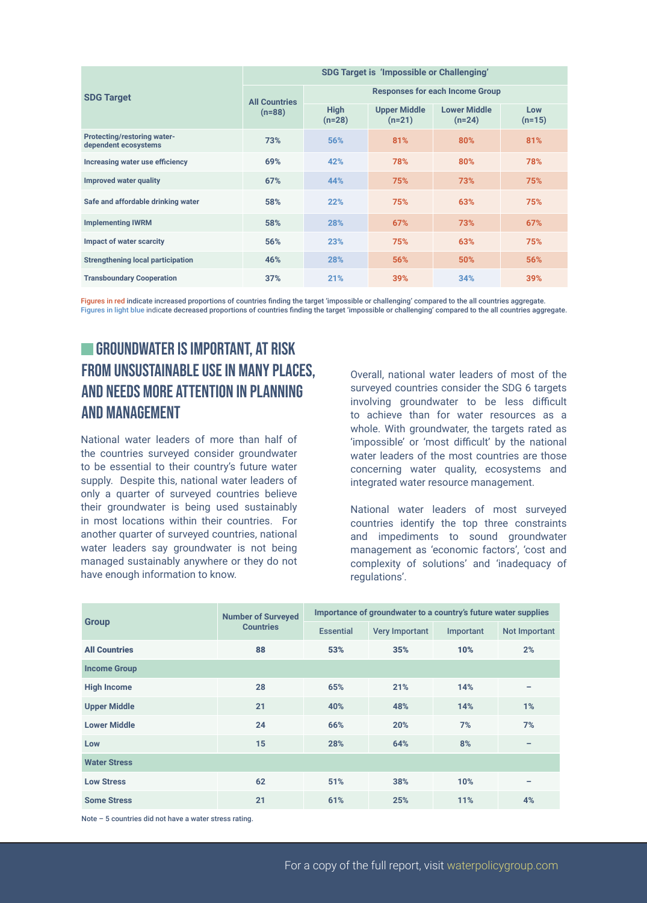| SDG Target | SDG Target is 'Impossible or Challenging' | | | | |
|---|---|---|---|---|---|
| | All Countries (n=88) | Responses for each Income Group | | | |
| | | High (n=28) | Upper Middle (n=21) | Lower Middle (n=24) | Low (n=15) |
| Protecting/restoring water-dependent ecosystems | 73% | 56% | 81% | 80% | 81% |
| Increasing water use efficiency | 69% | 42% | 78% | 80% | 78% |
| Improved water quality | 67% | 44% | 75% | 73% | 75% |
| Safe and affordable drinking water | 58% | 22% | 75% | 63% | 75% |
| Implementing IWRM | 58% | 28% | 67% | 73% | 67% |
| Impact of water scarcity | 56% | 23% | 75% | 63% | 75% |
| Strengthening local participation | 46% | 28% | 56% | 50% | 56% |
| Transboundary Cooperation | 37% | 21% | 39% | 34% | 39% |

Figures in red indicate increased proportions of countries finding the target 'impossible or challenging' compared to the all countries aggregate.
Figures in light blue indicate decreased proportions of countries finding the target 'impossible or challenging' compared to the all countries aggregate.

## GROUNDWATER IS IMPORTANT, AT RISK FROM UNSUSTAINABLE USE IN MANY PLACES, AND NEEDS MORE ATTENTION IN PLANNING AND MANAGEMENT

National water leaders of more than half of the countries surveyed consider groundwater to be essential to their country's future water supply. Despite this, national water leaders of only a quarter of surveyed countries believe their groundwater is being used sustainably in most locations within their countries. For another quarter of surveyed countries, national water leaders say groundwater is not being managed sustainably anywhere or they do not have enough information to know.

Overall, national water leaders of most of the surveyed countries consider the SDG 6 targets involving groundwater to be less difficult to achieve than for water resources as a whole. With groundwater, the targets rated as 'impossible' or 'most difficult' by the national water leaders of the most countries are those concerning water quality, ecosystems and integrated water resource management.

National water leaders of most surveyed countries identify the top three constraints and impediments to sound groundwater management as 'economic factors', 'cost and complexity of solutions' and 'inadequacy of regulations'.

| Group | Number of Surveyed Countries | Importance of groundwater to a country's future water supplies | | | |
|---|---|---|---|---|---|
| | | Essential | Very Important | Important | Not Important |
| **All Countries** | 88 | 53% | 35% | 10% | 2% |
| **Income Group** | | | | | |
| High Income | 28 | 65% | 21% | 14% | – |
| Upper Middle | 21 | 40% | 48% | 14% | 1% |
| Lower Middle | 24 | 66% | 20% | 7% | 7% |
| Low | 15 | 28% | 64% | 8% | – |
| **Water Stress** | | | | | |
| Low Stress | 62 | 51% | 38% | 10% | – |
| Some Stress | 21 | 61% | 25% | 11% | 4% |

Note – 5 countries did not have a water stress rating.

For a copy of the full report, visit waterpolicygroup.com